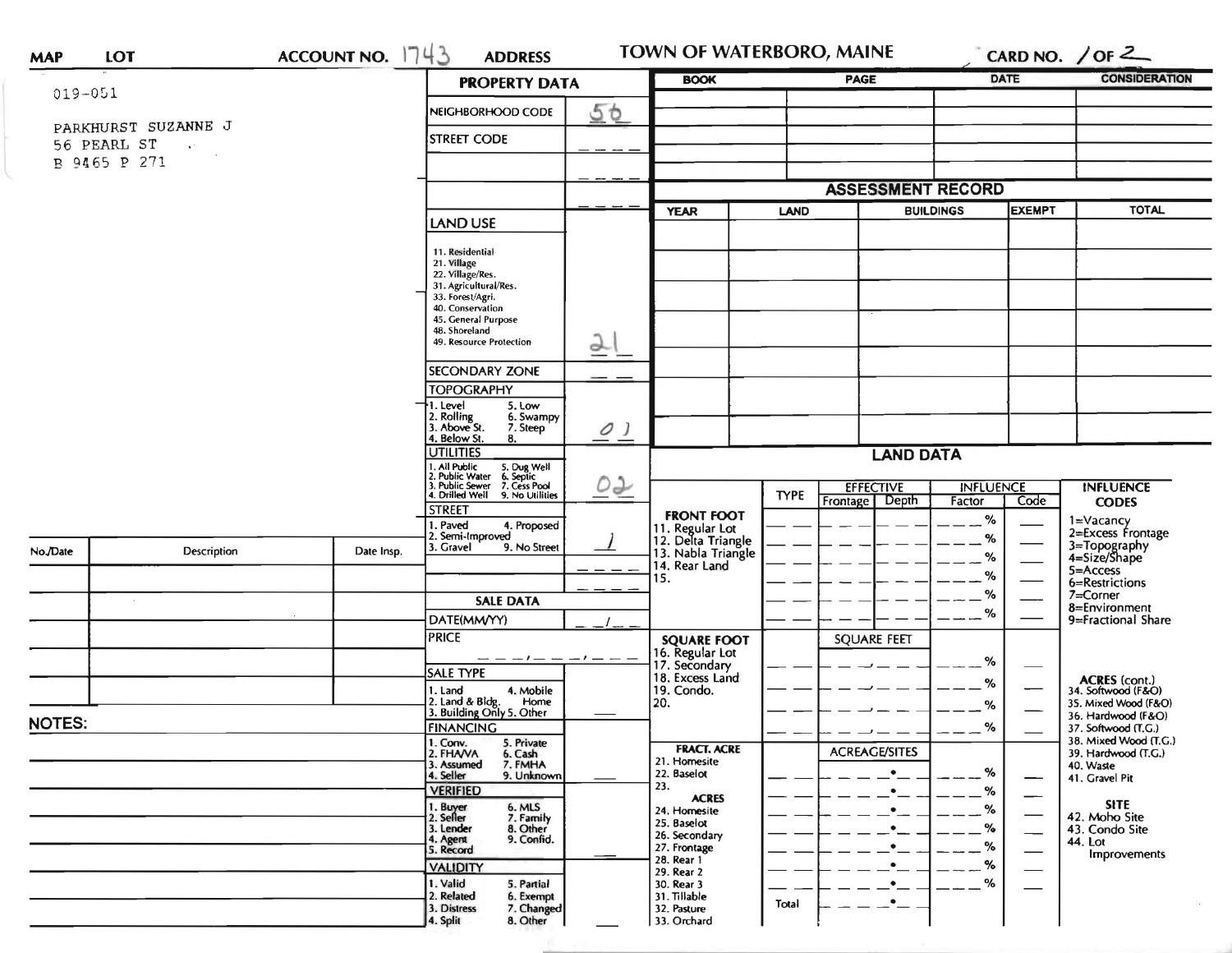MAP | LOT | ACCOUNT NO. 1743 | ADDRESS | TOWN OF WATERBORO, MAINE | CARD NO. 1 OF 2

019-051

PARKHURST SUZANNE J
56 PEARL ST
B 9465 P 271

## PROPERTY DATA

| | |
|---|---|
| NEIGHBORHOOD CODE | 56 |
| STREET CODE | |
| | |
| | |

**LAND USE**

11. Residential
21. Village
22. Village/Res.
31. Agricultural/Res.
33. Forest/Agri.
40. Conservation
45. General Purpose
48. Shoreland
49. Resource Protection

Land Use: 21

**SECONDARY ZONE**

**TOPOGRAPHY**

1. Level
2. Rolling
3. Above St.
4. Below St.
5. Low
6. Swampy
7. Steep
8.

Topography: 01

**UTILITIES**

1. All Public
2. Public Water
3. Public Sewer
4. Drilled Well
5. Dug Well
6. Septic
7. Cess Pool
9. No Utilities

Utilities: 02

**STREET**

1. Paved
2. Semi-Improved
3. Gravel
4. Proposed
9. No Street

Street: 1

**SALE DATA**

DATE(MM/YY)

PRICE

**SALE TYPE**

1. Land
2. Land & Bldg.
3. Building Only
4. Mobile Home
5. Other

**FINANCING**

1. Conv.
2. FHA/VA
3. Assumed
4. Seller
5. Private
6. Cash
7. FMHA
9. Unknown

**VERIFIED**

1. Buyer
2. Seller
3. Lender
4. Agent
5. Record
6. MLS
7. Family
8. Other
9. Confid.

**VALIDITY**

1. Valid
2. Related
3. Distress
4. Split
5. Partial
6. Exempt
7. Changed
8. Other

| BOOK | PAGE | DATE | CONSIDERATION |
|---|---|---|---|
| | | | |
| | | | |
| | | | |
| | | | |
| | | | |

## ASSESSMENT RECORD

| YEAR | LAND | BUILDINGS | EXEMPT | TOTAL |
|---|---|---|---|---|
| | | | | |
| | | | | |
| | | | | |
| | | | | |
| | | | | |
| | | | | |
| | | | | |

## LAND DATA

| | TYPE | EFFECTIVE Frontage | EFFECTIVE Depth | INFLUENCE Factor | INFLUENCE Code |
|---|---|---|---|---|---|
| **FRONT FOOT** 11. Regular Lot 12. Delta Triangle 13. Nabla Triangle 14. Rear Land 15. | | | | % | |
| **SQUARE FOOT** 16. Regular Lot 17. Secondary 18. Excess Land 19. Condo. 20. | | SQUARE FEET | | % | |
| **FRACT. ACRE** 21. Homesite 22. Baselot 23. **ACRES** 24. Homesite 25. Baselot 26. Secondary 27. Frontage 28. Rear 1 29. Rear 2 30. Rear 3 31. Tillable 32. Pasture 33. Orchard | Total | ACREAGE/SITES | | % | |

**INFLUENCE CODES**

1=Vacancy
2=Excess Frontage
3=Topography
4=Size/Shape
5=Access
6=Restrictions
7=Corner
8=Environment
9=Fractional Share

**ACRES (cont.)**

34. Softwood (F&O)
35. Mixed Wood (F&O)
36. Hardwood (F&O)
37. Softwood (T.G.)
38. Mixed Wood (T.G.)
39. Hardwood (T.G.)
40. Waste
41. Gravel Pit

**SITE**

42. Moho Site
43. Condo Site
44. Lot Improvements

| No./Date | Description | Date Insp. |
|---|---|---|
| | | |
| | | |
| | | |
| | | |
| | | |

**NOTES:**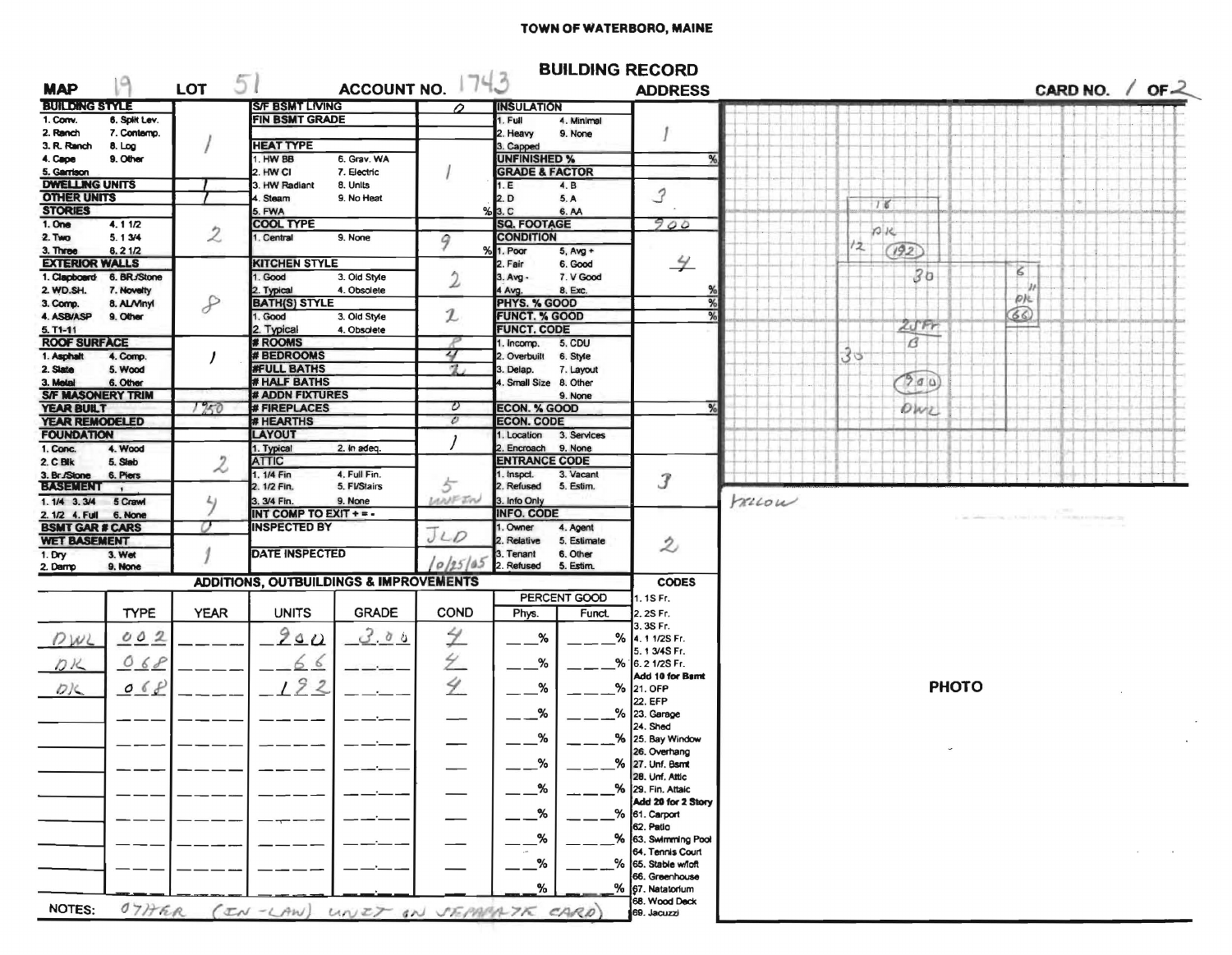**TOWN OF WATERBORO, MAINE**

**BUILDING RECORD**

**MAP** 19 **LOT** 51 **ACCOUNT NO.** 1743 **ADDRESS** **CARD NO.** 1 **OF** 2

| | | | | | |
|---|---|---|---|---|---|
| **BUILDING STYLE**<br>1. Conv. 6. Split Lev.<br>2. Ranch 7. Contemp.<br>3. R. Ranch 8. Log<br>4. Cape 9. Other<br>5. Garrison | 1 | **S/F BSMT LIVING** | 0 | **INSULATION**<br>1. Full 4. Minimal<br>2. Heavy 9. None<br>3. Capped | 1 |
| **DWELLING UNITS** | 1 | **FIN BSMT GRADE** | | **UNFINISHED %** | % |
| **OTHER UNITS** | 1 | **HEAT TYPE**<br>1. HW BB 6. Grav. WA<br>2. HW CI 7. Electric<br>3. HW Radiant 8. Units<br>4. Steam 9. No Heat<br>5. FWA | 1 % | **GRADE & FACTOR**<br>1. E 4. B<br>2. D 5. A<br>3. C 6. AA | 3 |
| **STORIES**<br>1. One 4. 1 1/2<br>2. Two 5. 1 3/4<br>3. Three 6. 2 1/2 | 2 | **COOL TYPE**<br>1. Central 9. None | 9 % | **SQ. FOOTAGE** | 900 |
| **EXTERIOR WALLS**<br>1. Clapboard 6. BR./Stone<br>2. WD.SH. 7. Novelty<br>3. Comp. 8. AL/Vinyl<br>4. ASB/ASP 9. Other<br>5. T1-11 | 8 | **KITCHEN STYLE**<br>1. Good 3. Old Style<br>2. Typical 4. Obsolete | 2 | **CONDITION**<br>1. Poor 5. Avg +<br>2. Fair 6. Good<br>3. Avg - 7. V Good<br>4. Avg. 8. Exc. | 4 |
| | | **BATH(S) STYLE**<br>1. Good 3. Old Style<br>2. Typical 4. Obsolete | 2 | **PHYS. % GOOD** | % |
| | | | | **FUNCT. % GOOD** | % |
| **ROOF SURFACE**<br>1. Asphalt 4. Comp.<br>2. Slate 5. Wood<br>3. Metal 6. Other | 1 | **# ROOMS** | 8 | **FUNCT. CODE**<br>1. Incomp. 5. CDU<br>2. Overbuilt 6. Style<br>3. Delap. 7. Layout<br>4. Small Size 8. Other<br>9. None | |
| | | **# BEDROOMS** | 4 | | |
| | | **#FULL BATHS** | 2 | | |
| | | **# HALF BATHS** | | | |
| **S/F MASONRY TRIM** | | **# ADDN FIXTURES** | | | |
| **YEAR BUILT** | 1850 | **# FIREPLACES** | 0 | **ECON. % GOOD** | % |
| **YEAR REMODELED** | | **# HEARTHS** | 0 | **ECON. CODE**<br>1. Location 3. Services<br>2. Encroach 9. None | |
| **FOUNDATION**<br>1. Conc. 4. Wood<br>2. C Blk 5. Slab<br>3. Br./Stone 6. Piers | 2 | **LAYOUT**<br>1. Typical 2. In adeq. | 1 | | |
| **BASEMENT**<br>1. 1/4 3. 3/4 5 Crawl<br>2. 1/2 4. Full 6. None | 4 | **ATTIC**<br>1. 1/4 Fin 4. Full Fin.<br>2. 1/2 Fin. 5. Fl/Stairs<br>3. 3/4 Fin. 9. None | 5 UNFIN | **ENTRANCE CODE**<br>1. Inspct. 3. Vacant<br>2. Refused 5. Estim.<br>3. Info Only | 3 |
| **BSMT GAR # CARS** | 0 | **INT COMP TO EXIT + = -** | | | |
| **WET BASEMENT**<br>1. Dry 3. Wet<br>2. Damp 9. None | 1 | **INSPECTED BY** | JLD | **INFO. CODE**<br>1. Owner 4. Agent<br>2. Relative 5. Estimate<br>3. Tenant 6. Other<br>2. Refused 5. Estim. | 2 |
| | | **DATE INSPECTED** | 10/25/05 | | |

**ADDITIONS, OUTBUILDINGS & IMPROVEMENTS**

| | TYPE | YEAR | UNITS | GRADE | COND | PERCENT GOOD Phys. | Funct. |
|---|---|---|---|---|---|---|---|
| DWL | 002 | | 900 | 3.00 | 4 | % | % |
| DK | 068 | | 66 | | 4 | % | % |
| DK | 068 | | 192 | | 4 | % | % |
| | | | | | | % | % |
| | | | | | | % | % |
| | | | | | | % | % |
| | | | | | | % | % |
| | | | | | | % | % |
| | | | | | | % | % |
| | | | | | | % | % |
| | | | | | | % | % |

**CODES**
1. 1S Fr.
2. 2S Fr.
3. 3S Fr.
4. 1 1/2S Fr.
5. 1 3/4S Fr.
6. 2 1/2S Fr.
Add 10 for Bsmt
21. OFP
22. EFP
23. Garage
24. Shed
25. Bay Window
26. Overhang
27. Unf. Bsmt
28. Unf. Attic
29. Fin. Attaic
Add 20 for 2 Story
61. Carport
62. Patio
63. Swimming Pool
64. Tennis Court
65. Stable w/loft
66. Greenhouse
67. Natatorium
68. Wood Deck
69. Jacuzzi

**NOTES:** OTHER (IN-LAW) UNIT ON SEPARATE CARD

Sketch labels: 18, DK, 12, (192), 30, 6, 11, DK, (66), 2S Fr, B, 30, (900), DWL

YELLOW

**PHOTO**